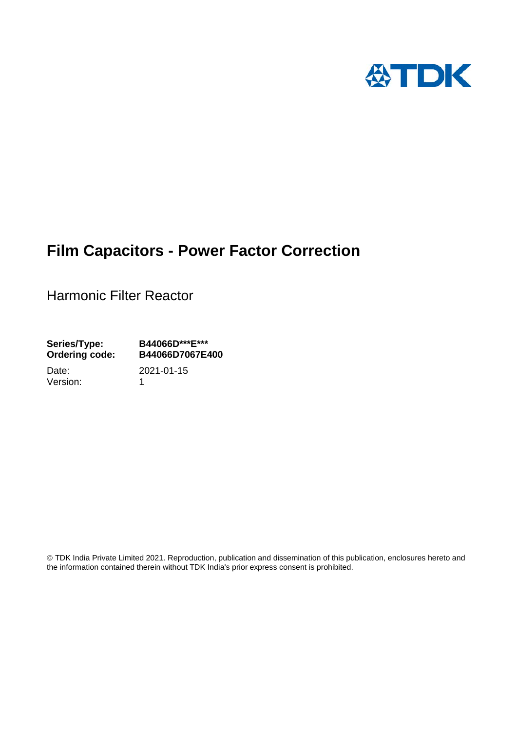# Film Capacitors - Power Factor Correction

Harmonic Filter Reactor

**Series/Type:** **B44066D***E*****
**Ordering code:** **B44066D7067E400**

Date: 2021-01-15
Version: 1

© TDK India Private Limited 2021. Reproduction, publication and dissemination of this publication, enclosures hereto and the information contained therein without TDK India's prior express consent is prohibited.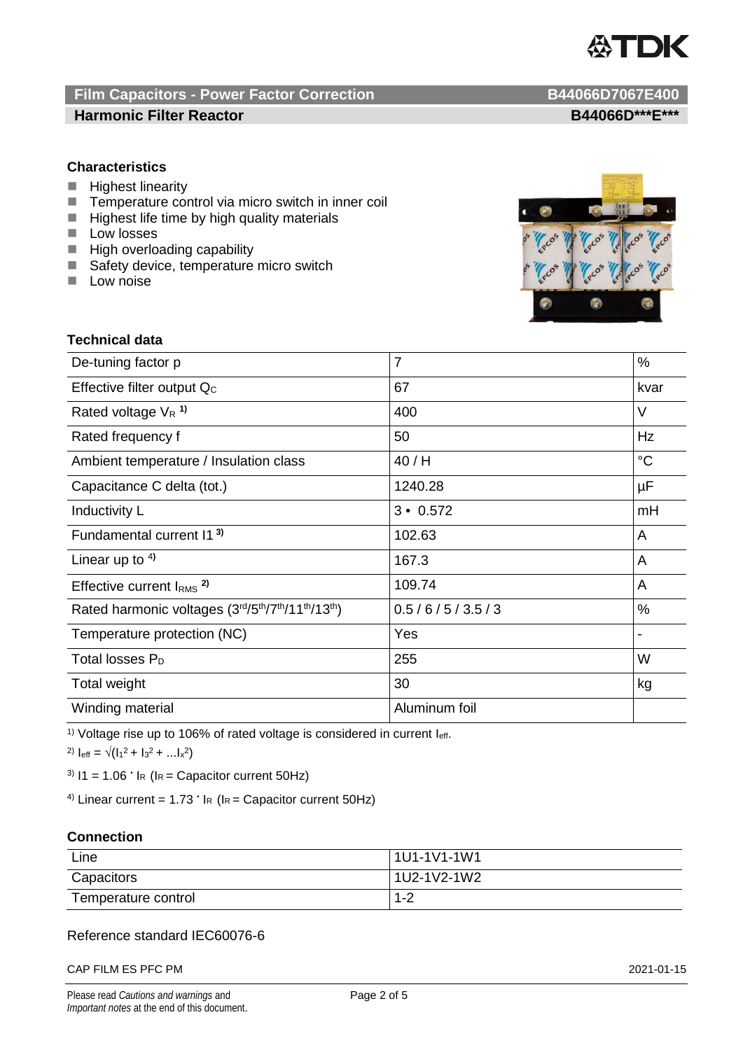# Film Capacitors - Power Factor Correction — B44066D7067E400

## Harmonic Filter Reactor — B44066D\*\*\*E\*\*\*

### Characteristics

- Highest linearity
- Temperature control via micro switch in inner coil
- Highest life time by high quality materials
- Low losses
- High overloading capability
- Safety device, temperature micro switch
- Low noise

### Technical data

| Parameter | Value | Unit |
|---|---|---|
| De-tuning factor p | 7 | % |
| Effective filter output $Q_C$ | 67 | kvar |
| Rated voltage $V_R$ [1] | 400 | V |
| Rated frequency f | 50 | Hz |
| Ambient temperature / Insulation class | 40 / H | °C |
| Capacitance C delta (tot.) | 1240.28 | µF |
| Inductivity L | 3 • 0.572 | mH |
| Fundamental current I1 [3] | 102.63 | A |
| Linear up to [4] | 167.3 | A |
| Effective current $I_{RMS}$ [2] | 109.74 | A |
| Rated harmonic voltages (3rd/5th/7th/11th/13th) | 0.5 / 6 / 5 / 3.5 / 3 | % |
| Temperature protection (NC) | Yes | - |
| Total losses $P_D$ | 255 | W |
| Total weight | 30 | kg |
| Winding material | Aluminum foil | |

[1] Voltage rise up to 106% of rated voltage is considered in current $I_{eff}$.

[2] $I_{eff} = \sqrt{(I_1^2 + I_3^2 + \ldots I_x^2)}$

[3] $I1 = 1.06 \cdot I_R$ ($I_R$ = Capacitor current 50Hz)

[4] Linear current = $1.73 \cdot I_R$ ($I_R$ = Capacitor current 50Hz)

### Connection

| | |
|---|---|
| Line | 1U1-1V1-1W1 |
| Capacitors | 1U2-1V2-1W2 |
| Temperature control | 1-2 |

Reference standard IEC60076-6

CAP FILM ES PFC PM 2021-01-15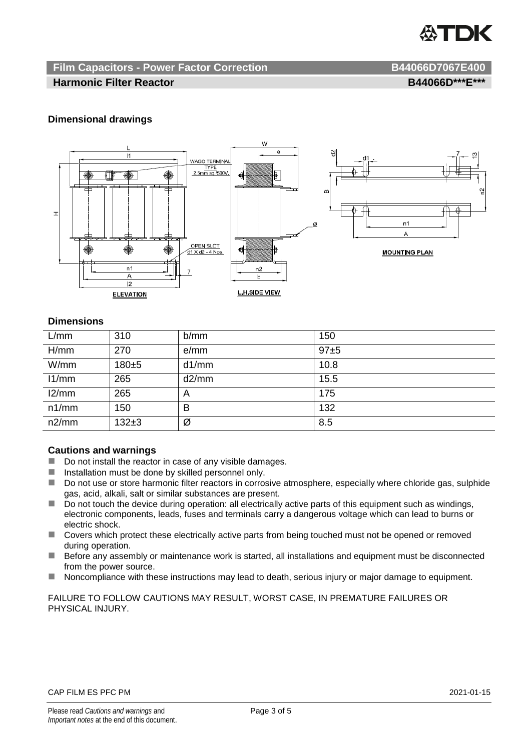## Film Capacitors - Power Factor Correction B44066D7067E400

### Harmonic Filter Reactor B44066D***E***

### Dimensional drawings

### Dimensions

| L/mm | 310 | b/mm | 150 |
|---|---|---|---|
| H/mm | 270 | e/mm | 97±5 |
| W/mm | 180±5 | d1/mm | 10.8 |
| l1/mm | 265 | d2/mm | 15.5 |
| l2/mm | 265 | A | 175 |
| n1/mm | 150 | B | 132 |
| n2/mm | 132±3 | Ø | 8.5 |

### Cautions and warnings

- Do not install the reactor in case of any visible damages.
- Installation must be done by skilled personnel only.
- Do not use or store harmonic filter reactors in corrosive atmosphere, especially where chloride gas, sulphide gas, acid, alkali, salt or similar substances are present.
- Do not touch the device during operation: all electrically active parts of this equipment such as windings, electronic components, leads, fuses and terminals carry a dangerous voltage which can lead to burns or electric shock.
- Covers which protect these electrically active parts from being touched must not be opened or removed during operation.
- Before any assembly or maintenance work is started, all installations and equipment must be disconnected from the power source.
- Noncompliance with these instructions may lead to death, serious injury or major damage to equipment.

FAILURE TO FOLLOW CAUTIONS MAY RESULT, WORST CASE, IN PREMATURE FAILURES OR PHYSICAL INJURY.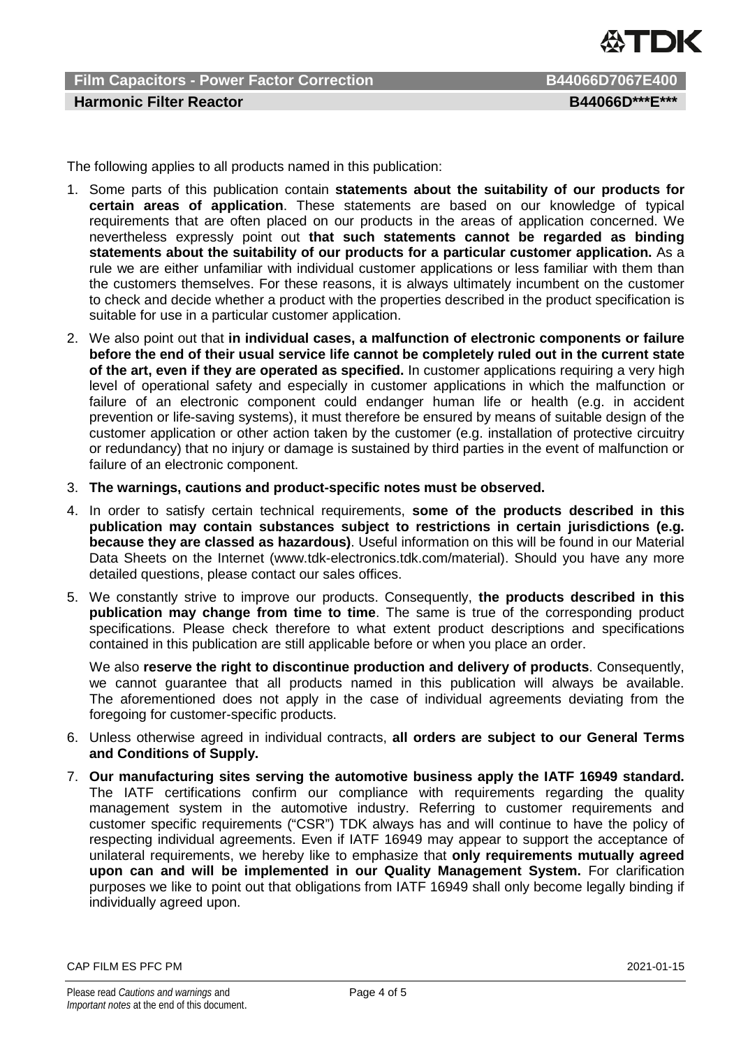The following applies to all products named in this publication:

1. Some parts of this publication contain **statements about the suitability of our products for certain areas of application**. These statements are based on our knowledge of typical requirements that are often placed on our products in the areas of application concerned. We nevertheless expressly point out **that such statements cannot be regarded as binding statements about the suitability of our products for a particular customer application.** As a rule we are either unfamiliar with individual customer applications or less familiar with them than the customers themselves. For these reasons, it is always ultimately incumbent on the customer to check and decide whether a product with the properties described in the product specification is suitable for use in a particular customer application.
2. We also point out that **in individual cases, a malfunction of electronic components or failure before the end of their usual service life cannot be completely ruled out in the current state of the art, even if they are operated as specified.** In customer applications requiring a very high level of operational safety and especially in customer applications in which the malfunction or failure of an electronic component could endanger human life or health (e.g. in accident prevention or life-saving systems), it must therefore be ensured by means of suitable design of the customer application or other action taken by the customer (e.g. installation of protective circuitry or redundancy) that no injury or damage is sustained by third parties in the event of malfunction or failure of an electronic component.
3. **The warnings, cautions and product-specific notes must be observed.**
4. In order to satisfy certain technical requirements, **some of the products described in this publication may contain substances subject to restrictions in certain jurisdictions (e.g. because they are classed as hazardous)**. Useful information on this will be found in our Material Data Sheets on the Internet (www.tdk-electronics.tdk.com/material). Should you have any more detailed questions, please contact our sales offices.
5. We constantly strive to improve our products. Consequently, **the products described in this publication may change from time to time**. The same is true of the corresponding product specifications. Please check therefore to what extent product descriptions and specifications contained in this publication are still applicable before or when you place an order.

   We also **reserve the right to discontinue production and delivery of products**. Consequently, we cannot guarantee that all products named in this publication will always be available. The aforementioned does not apply in the case of individual agreements deviating from the foregoing for customer-specific products.
6. Unless otherwise agreed in individual contracts, **all orders are subject to our General Terms and Conditions of Supply.**
7. **Our manufacturing sites serving the automotive business apply the IATF 16949 standard.** The IATF certifications confirm our compliance with requirements regarding the quality management system in the automotive industry. Referring to customer requirements and customer specific requirements ("CSR") TDK always has and will continue to have the policy of respecting individual agreements. Even if IATF 16949 may appear to support the acceptance of unilateral requirements, we hereby like to emphasize that **only requirements mutually agreed upon can and will be implemented in our Quality Management System.** For clarification purposes we like to point out that obligations from IATF 16949 shall only become legally binding if individually agreed upon.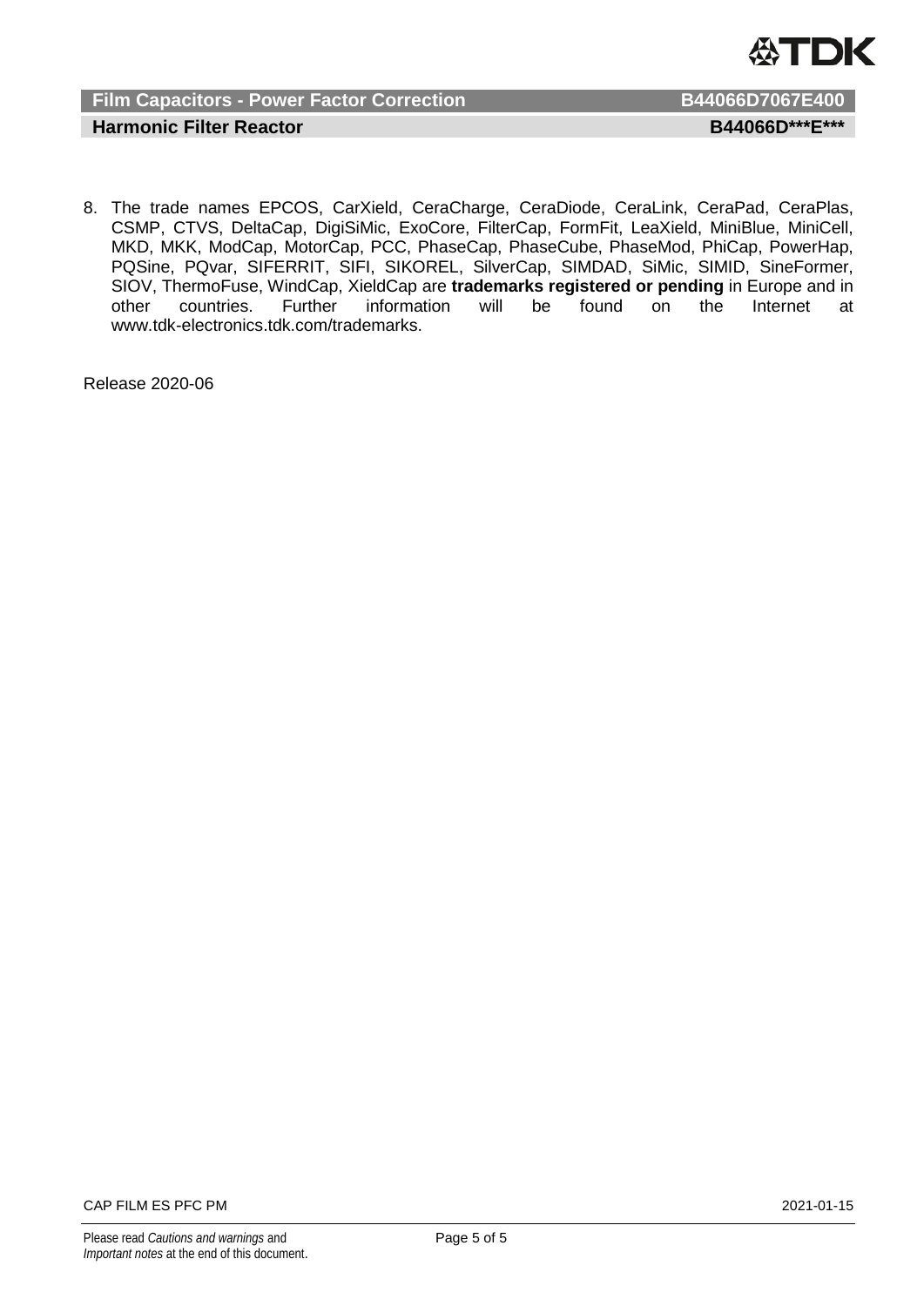8. The trade names EPCOS, CarXield, CeraCharge, CeraDiode, CeraLink, CeraPad, CeraPlas, CSMP, CTVS, DeltaCap, DigiSiMic, ExoCore, FilterCap, FormFit, LeaXield, MiniBlue, MiniCell, MKD, MKK, ModCap, MotorCap, PCC, PhaseCap, PhaseCube, PhaseMod, PhiCap, PowerHap, PQSine, PQvar, SIFERRIT, SIFI, SIKOREL, SilverCap, SIMDAD, SiMic, SIMID, SineFormer, SIOV, ThermoFuse, WindCap, XieldCap are **trademarks registered or pending** in Europe and in other countries. Further information will be found on the Internet at www.tdk-electronics.tdk.com/trademarks.

Release 2020-06